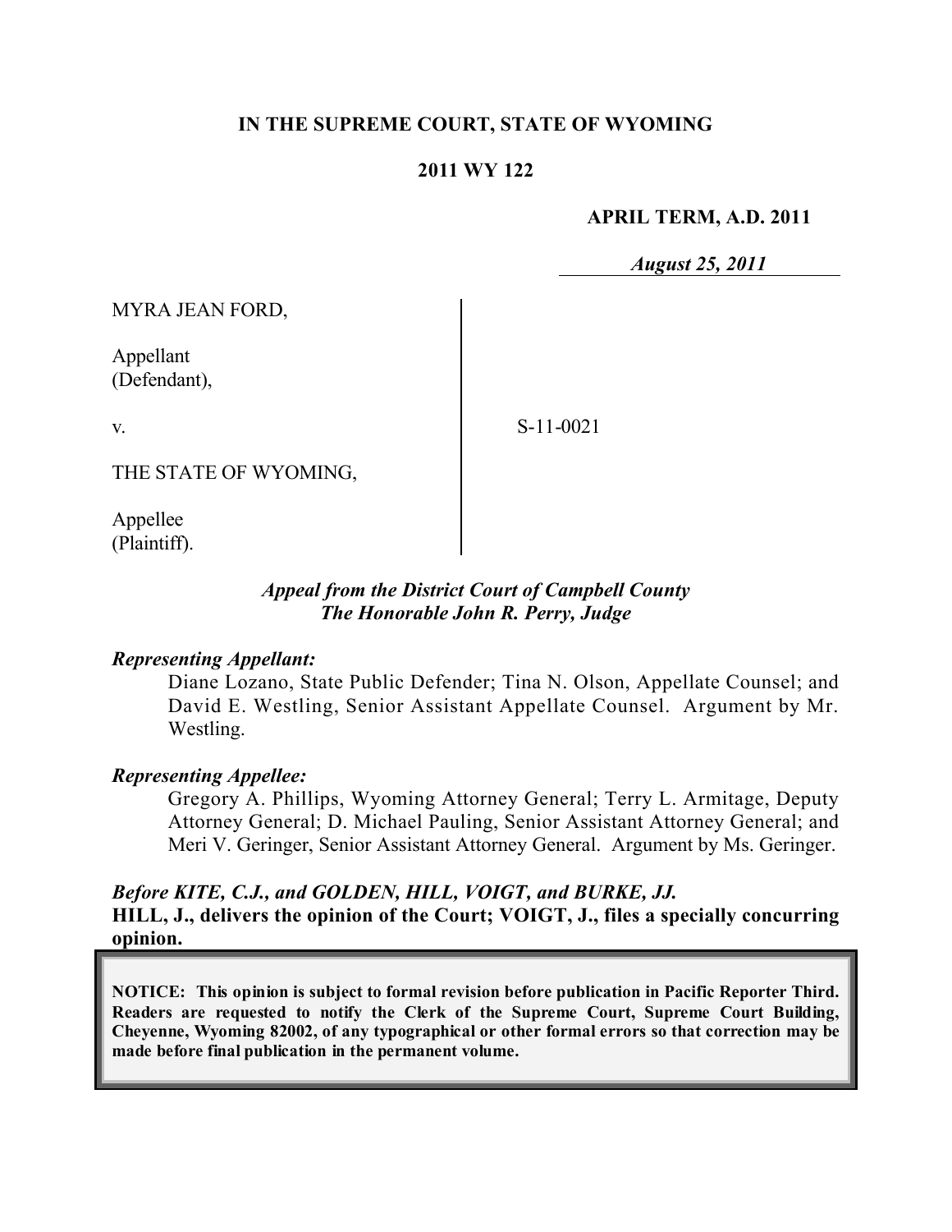**IN THE SUPREME COURT, STATE OF WYOMING**

**2011 WY 122**

**APRIL TERM, A.D. 2011**

***August 25, 2011***

MYRA JEAN FORD,

Appellant
(Defendant),

v.

S-11-0021

THE STATE OF WYOMING,

Appellee
(Plaintiff).

***Appeal from the District Court of Campbell County***
***The Honorable John R. Perry, Judge***

***Representing Appellant:***

Diane Lozano, State Public Defender; Tina N. Olson, Appellate Counsel; and David E. Westling, Senior Assistant Appellate Counsel. Argument by Mr. Westling.

***Representing Appellee:***

Gregory A. Phillips, Wyoming Attorney General; Terry L. Armitage, Deputy Attorney General; D. Michael Pauling, Senior Assistant Attorney General; and Meri V. Geringer, Senior Assistant Attorney General. Argument by Ms. Geringer.

***Before KITE, C.J., and GOLDEN, HILL, VOIGT, and BURKE, JJ.***
**HILL, J., delivers the opinion of the Court; VOIGT, J., files a specially concurring opinion.**

**NOTICE: This opinion is subject to formal revision before publication in Pacific Reporter Third. Readers are requested to notify the Clerk of the Supreme Court, Supreme Court Building, Cheyenne, Wyoming 82002, of any typographical or other formal errors so that correction may be made before final publication in the permanent volume.**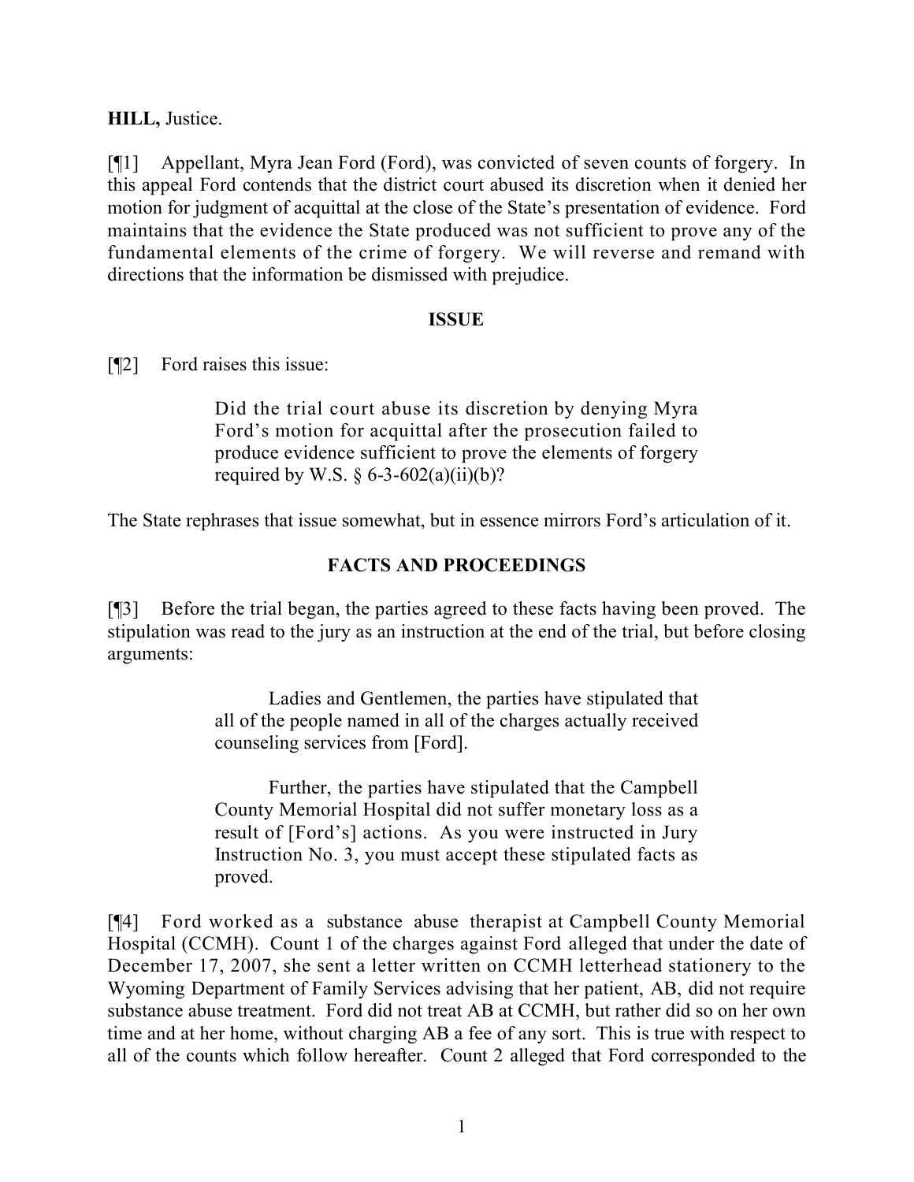**HILL,** Justice.

[¶1] Appellant, Myra Jean Ford (Ford), was convicted of seven counts of forgery. In this appeal Ford contends that the district court abused its discretion when it denied her motion for judgment of acquittal at the close of the State's presentation of evidence. Ford maintains that the evidence the State produced was not sufficient to prove any of the fundamental elements of the crime of forgery. We will reverse and remand with directions that the information be dismissed with prejudice.

## ISSUE

[¶2] Ford raises this issue:

> Did the trial court abuse its discretion by denying Myra Ford's motion for acquittal after the prosecution failed to produce evidence sufficient to prove the elements of forgery required by W.S. § 6-3-602(a)(ii)(b)?

The State rephrases that issue somewhat, but in essence mirrors Ford's articulation of it.

## FACTS AND PROCEEDINGS

[¶3] Before the trial began, the parties agreed to these facts having been proved. The stipulation was read to the jury as an instruction at the end of the trial, but before closing arguments:

> Ladies and Gentlemen, the parties have stipulated that all of the people named in all of the charges actually received counseling services from [Ford].
>
> Further, the parties have stipulated that the Campbell County Memorial Hospital did not suffer monetary loss as a result of [Ford's] actions. As you were instructed in Jury Instruction No. 3, you must accept these stipulated facts as proved.

[¶4] Ford worked as a substance abuse therapist at Campbell County Memorial Hospital (CCMH). Count 1 of the charges against Ford alleged that under the date of December 17, 2007, she sent a letter written on CCMH letterhead stationery to the Wyoming Department of Family Services advising that her patient, AB, did not require substance abuse treatment. Ford did not treat AB at CCMH, but rather did so on her own time and at her home, without charging AB a fee of any sort. This is true with respect to all of the counts which follow hereafter. Count 2 alleged that Ford corresponded to the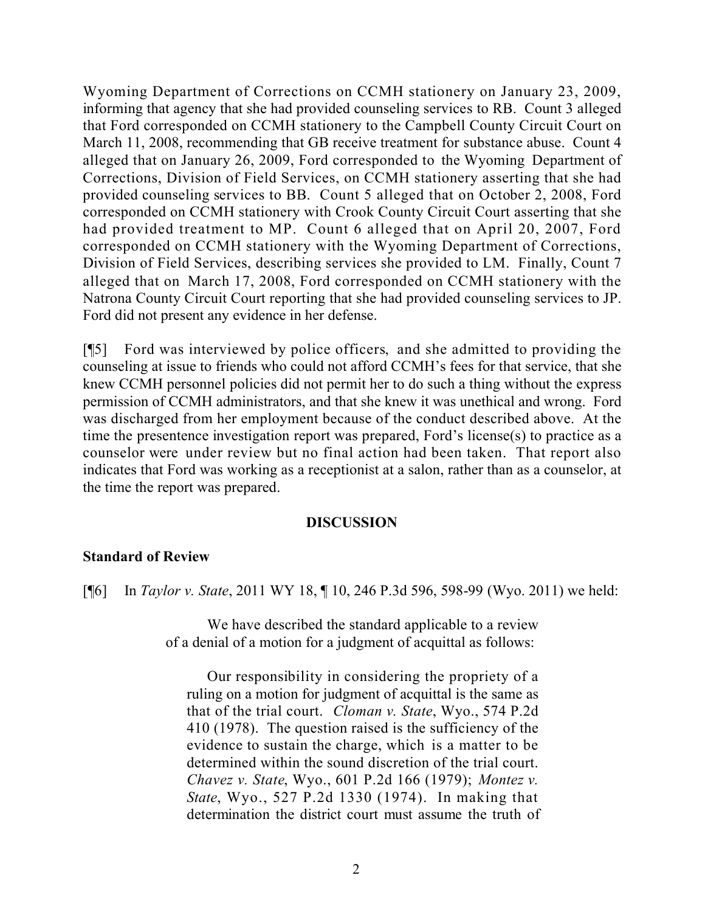Wyoming Department of Corrections on CCMH stationery on January 23, 2009, informing that agency that she had provided counseling services to RB. Count 3 alleged that Ford corresponded on CCMH stationery to the Campbell County Circuit Court on March 11, 2008, recommending that GB receive treatment for substance abuse. Count 4 alleged that on January 26, 2009, Ford corresponded to the Wyoming Department of Corrections, Division of Field Services, on CCMH stationery asserting that she had provided counseling services to BB. Count 5 alleged that on October 2, 2008, Ford corresponded on CCMH stationery with Crook County Circuit Court asserting that she had provided treatment to MP. Count 6 alleged that on April 20, 2007, Ford corresponded on CCMH stationery with the Wyoming Department of Corrections, Division of Field Services, describing services she provided to LM. Finally, Count 7 alleged that on March 17, 2008, Ford corresponded on CCMH stationery with the Natrona County Circuit Court reporting that she had provided counseling services to JP. Ford did not present any evidence in her defense.

[¶5] Ford was interviewed by police officers, and she admitted to providing the counseling at issue to friends who could not afford CCMH's fees for that service, that she knew CCMH personnel policies did not permit her to do such a thing without the express permission of CCMH administrators, and that she knew it was unethical and wrong. Ford was discharged from her employment because of the conduct described above. At the time the presentence investigation report was prepared, Ford's license(s) to practice as a counselor were under review but no final action had been taken. That report also indicates that Ford was working as a receptionist at a salon, rather than as a counselor, at the time the report was prepared.

## DISCUSSION

### Standard of Review

[¶6] In *Taylor v. State*, 2011 WY 18, ¶ 10, 246 P.3d 596, 598-99 (Wyo. 2011) we held:

> We have described the standard applicable to a review of a denial of a motion for a judgment of acquittal as follows:
>
> > Our responsibility in considering the propriety of a ruling on a motion for judgment of acquittal is the same as that of the trial court. *Cloman v. State*, Wyo., 574 P.2d 410 (1978). The question raised is the sufficiency of the evidence to sustain the charge, which is a matter to be determined within the sound discretion of the trial court. *Chavez v. State*, Wyo., 601 P.2d 166 (1979); *Montez v. State*, Wyo., 527 P.2d 1330 (1974). In making that determination the district court must assume the truth of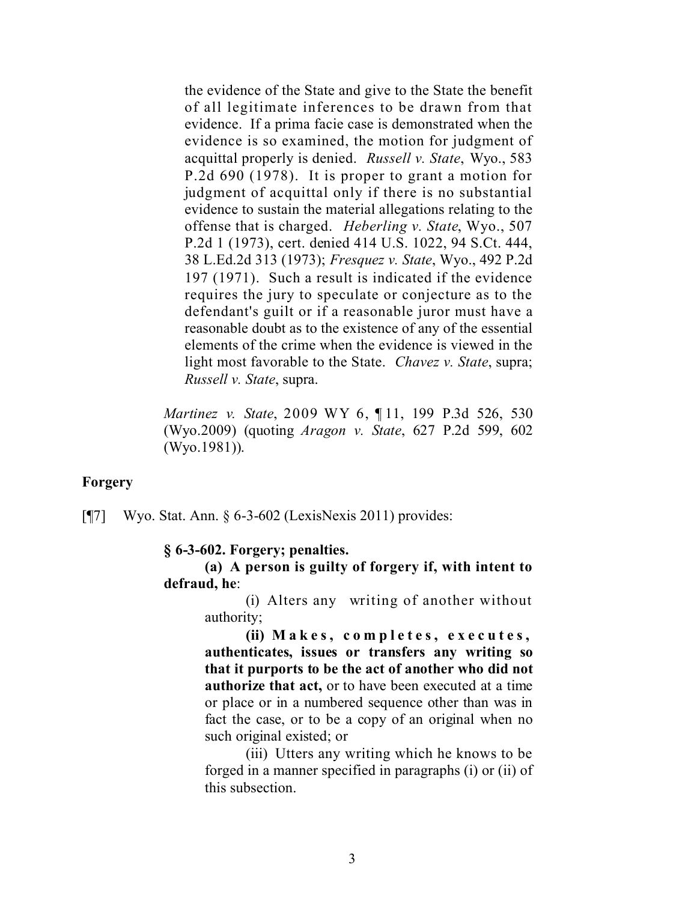> the evidence of the State and give to the State the benefit of all legitimate inferences to be drawn from that evidence. If a prima facie case is demonstrated when the evidence is so examined, the motion for judgment of acquittal properly is denied. *Russell v. State*, Wyo., 583 P.2d 690 (1978). It is proper to grant a motion for judgment of acquittal only if there is no substantial evidence to sustain the material allegations relating to the offense that is charged. *Heberling v. State*, Wyo., 507 P.2d 1 (1973), cert. denied 414 U.S. 1022, 94 S.Ct. 444, 38 L.Ed.2d 313 (1973); *Fresquez v. State*, Wyo., 492 P.2d 197 (1971). Such a result is indicated if the evidence requires the jury to speculate or conjecture as to the defendant's guilt or if a reasonable juror must have a reasonable doubt as to the existence of any of the essential elements of the crime when the evidence is viewed in the light most favorable to the State. *Chavez v. State*, supra; *Russell v. State*, supra.
>
> *Martinez v. State*, 2009 WY 6, ¶ 11, 199 P.3d 526, 530 (Wyo.2009) (quoting *Aragon v. State*, 627 P.2d 599, 602 (Wyo.1981)).

**Forgery**

[¶7] Wyo. Stat. Ann. § 6-3-602 (LexisNexis 2011) provides:

> **§ 6-3-602. Forgery; penalties.**
>
> **(a) A person is guilty of forgery if, with intent to defraud, he**:
>
> (i) Alters any writing of another without authority;
>
> **(ii) Makes, completes, executes, authenticates, issues or transfers any writing so that it purports to be the act of another who did not authorize that act,** or to have been executed at a time or place or in a numbered sequence other than was in fact the case, or to be a copy of an original when no such original existed; or
>
> (iii) Utters any writing which he knows to be forged in a manner specified in paragraphs (i) or (ii) of this subsection.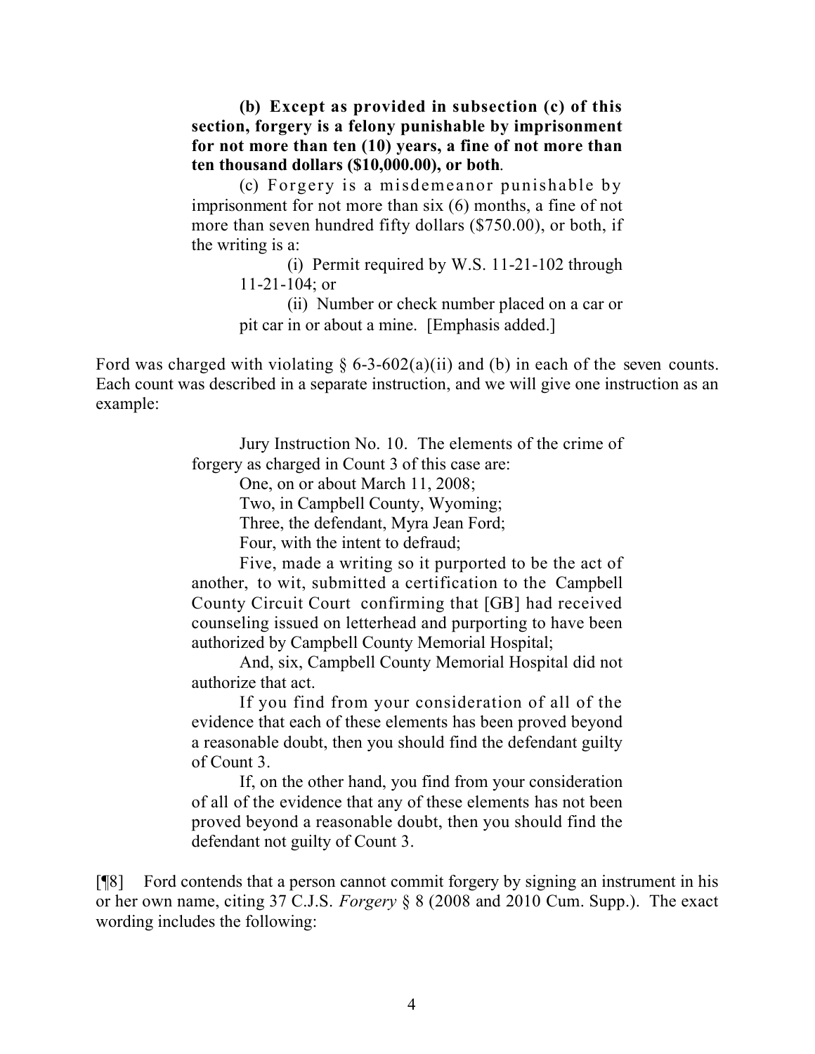> **(b) Except as provided in subsection (c) of this section, forgery is a felony punishable by imprisonment for not more than ten (10) years, a fine of not more than ten thousand dollars ($10,000.00), or both**.
>
> (c) Forgery is a misdemeanor punishable by imprisonment for not more than six (6) months, a fine of not more than seven hundred fifty dollars ($750.00), or both, if the writing is a:
>
> > (i) Permit required by W.S. 11-21-102 through 11-21-104; or
> >
> > (ii) Number or check number placed on a car or pit car in or about a mine. [Emphasis added.]

Ford was charged with violating § 6-3-602(a)(ii) and (b) in each of the seven counts. Each count was described in a separate instruction, and we will give one instruction as an example:

> Jury Instruction No. 10. The elements of the crime of forgery as charged in Count 3 of this case are:
>
> One, on or about March 11, 2008;
>
> Two, in Campbell County, Wyoming;
>
> Three, the defendant, Myra Jean Ford;
>
> Four, with the intent to defraud;
>
> Five, made a writing so it purported to be the act of another, to wit, submitted a certification to the Campbell County Circuit Court confirming that [GB] had received counseling issued on letterhead and purporting to have been authorized by Campbell County Memorial Hospital;
>
> And, six, Campbell County Memorial Hospital did not authorize that act.
>
> If you find from your consideration of all of the evidence that each of these elements has been proved beyond a reasonable doubt, then you should find the defendant guilty of Count 3.
>
> If, on the other hand, you find from your consideration of all of the evidence that any of these elements has not been proved beyond a reasonable doubt, then you should find the defendant not guilty of Count 3.

[¶8] Ford contends that a person cannot commit forgery by signing an instrument in his or her own name, citing 37 C.J.S. *Forgery* § 8 (2008 and 2010 Cum. Supp.). The exact wording includes the following: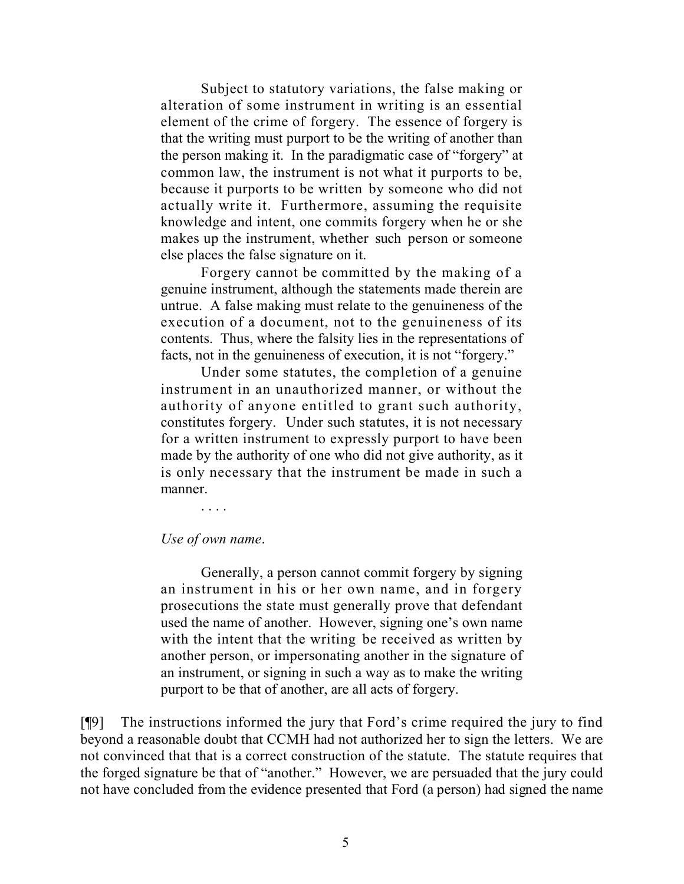> Subject to statutory variations, the false making or alteration of some instrument in writing is an essential element of the crime of forgery. The essence of forgery is that the writing must purport to be the writing of another than the person making it. In the paradigmatic case of "forgery" at common law, the instrument is not what it purports to be, because it purports to be written by someone who did not actually write it. Furthermore, assuming the requisite knowledge and intent, one commits forgery when he or she makes up the instrument, whether such person or someone else places the false signature on it.
>
> Forgery cannot be committed by the making of a genuine instrument, although the statements made therein are untrue. A false making must relate to the genuineness of the execution of a document, not to the genuineness of its contents. Thus, where the falsity lies in the representations of facts, not in the genuineness of execution, it is not "forgery."
>
> Under some statutes, the completion of a genuine instrument in an unauthorized manner, or without the authority of anyone entitled to grant such authority, constitutes forgery. Under such statutes, it is not necessary for a written instrument to expressly purport to have been made by the authority of one who did not give authority, as it is only necessary that the instrument be made in such a manner.
>
> . . . .
>
> *Use of own name.*
>
> Generally, a person cannot commit forgery by signing an instrument in his or her own name, and in forgery prosecutions the state must generally prove that defendant used the name of another. However, signing one's own name with the intent that the writing be received as written by another person, or impersonating another in the signature of an instrument, or signing in such a way as to make the writing purport to be that of another, are all acts of forgery.

[¶9] The instructions informed the jury that Ford's crime required the jury to find beyond a reasonable doubt that CCMH had not authorized her to sign the letters. We are not convinced that that is a correct construction of the statute. The statute requires that the forged signature be that of "another." However, we are persuaded that the jury could not have concluded from the evidence presented that Ford (a person) had signed the name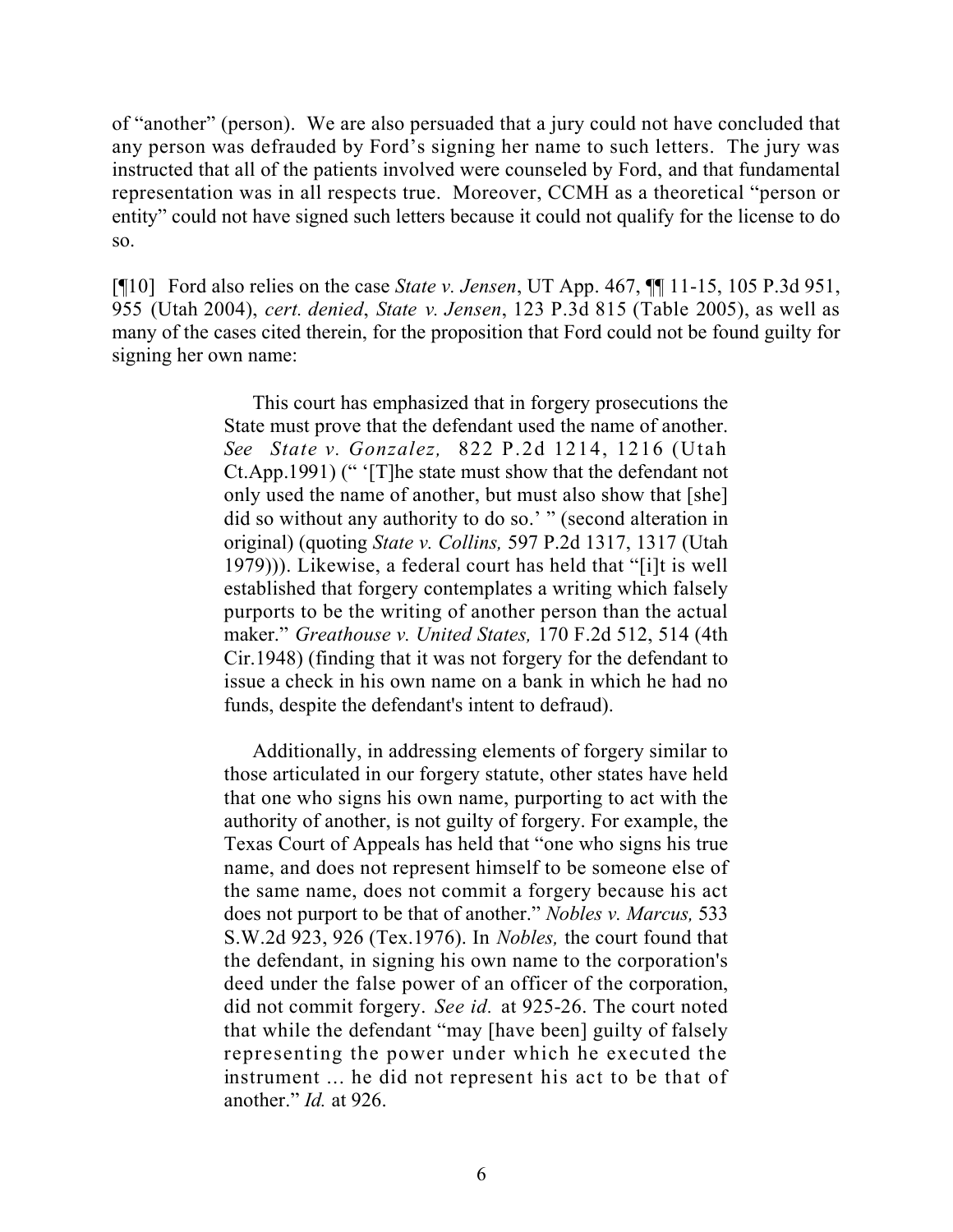of "another" (person). We are also persuaded that a jury could not have concluded that any person was defrauded by Ford's signing her name to such letters. The jury was instructed that all of the patients involved were counseled by Ford, and that fundamental representation was in all respects true. Moreover, CCMH as a theoretical "person or entity" could not have signed such letters because it could not qualify for the license to do so.

[¶10] Ford also relies on the case *State v. Jensen*, UT App. 467, ¶¶ 11-15, 105 P.3d 951, 955 (Utah 2004), *cert. denied*, *State v. Jensen*, 123 P.3d 815 (Table 2005), as well as many of the cases cited therein, for the proposition that Ford could not be found guilty for signing her own name:

> This court has emphasized that in forgery prosecutions the State must prove that the defendant used the name of another. *See State v. Gonzalez,* 822 P.2d 1214, 1216 (Utah Ct.App.1991) (" '[T]he state must show that the defendant not only used the name of another, but must also show that [she] did so without any authority to do so.' " (second alteration in original) (quoting *State v. Collins,* 597 P.2d 1317, 1317 (Utah 1979))). Likewise, a federal court has held that "[i]t is well established that forgery contemplates a writing which falsely purports to be the writing of another person than the actual maker." *Greathouse v. United States,* 170 F.2d 512, 514 (4th Cir.1948) (finding that it was not forgery for the defendant to issue a check in his own name on a bank in which he had no funds, despite the defendant's intent to defraud).
>
> Additionally, in addressing elements of forgery similar to those articulated in our forgery statute, other states have held that one who signs his own name, purporting to act with the authority of another, is not guilty of forgery. For example, the Texas Court of Appeals has held that "one who signs his true name, and does not represent himself to be someone else of the same name, does not commit a forgery because his act does not purport to be that of another." *Nobles v. Marcus,* 533 S.W.2d 923, 926 (Tex.1976). In *Nobles,* the court found that the defendant, in signing his own name to the corporation's deed under the false power of an officer of the corporation, did not commit forgery. *See id.* at 925-26. The court noted that while the defendant "may [have been] guilty of falsely representing the power under which he executed the instrument ... he did not represent his act to be that of another." *Id.* at 926.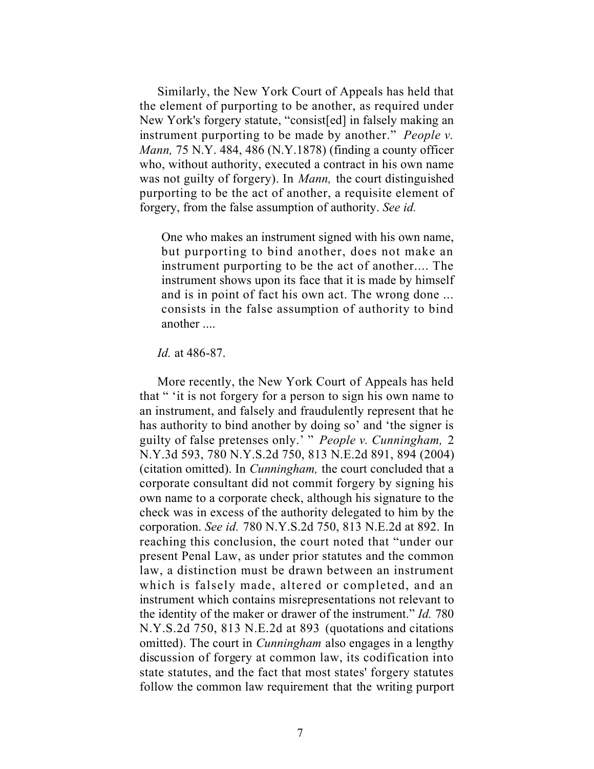Similarly, the New York Court of Appeals has held that the element of purporting to be another, as required under New York's forgery statute, "consist[ed] in falsely making an instrument purporting to be made by another." *People v. Mann,* 75 N.Y. 484, 486 (N.Y.1878) (finding a county officer who, without authority, executed a contract in his own name was not guilty of forgery). In *Mann,* the court distinguished purporting to be the act of another, a requisite element of forgery, from the false assumption of authority. *See id.*

> One who makes an instrument signed with his own name, but purporting to bind another, does not make an instrument purporting to be the act of another.... The instrument shows upon its face that it is made by himself and is in point of fact his own act. The wrong done ... consists in the false assumption of authority to bind another ....

*Id.* at 486-87.

More recently, the New York Court of Appeals has held that " 'it is not forgery for a person to sign his own name to an instrument, and falsely and fraudulently represent that he has authority to bind another by doing so' and 'the signer is guilty of false pretenses only.' " *People v. Cunningham,* 2 N.Y.3d 593, 780 N.Y.S.2d 750, 813 N.E.2d 891, 894 (2004) (citation omitted). In *Cunningham,* the court concluded that a corporate consultant did not commit forgery by signing his own name to a corporate check, although his signature to the check was in excess of the authority delegated to him by the corporation. *See id.* 780 N.Y.S.2d 750, 813 N.E.2d at 892. In reaching this conclusion, the court noted that "under our present Penal Law, as under prior statutes and the common law, a distinction must be drawn between an instrument which is falsely made, altered or completed, and an instrument which contains misrepresentations not relevant to the identity of the maker or drawer of the instrument." *Id.* 780 N.Y.S.2d 750, 813 N.E.2d at 893 (quotations and citations omitted). The court in *Cunningham* also engages in a lengthy discussion of forgery at common law, its codification into state statutes, and the fact that most states' forgery statutes follow the common law requirement that the writing purport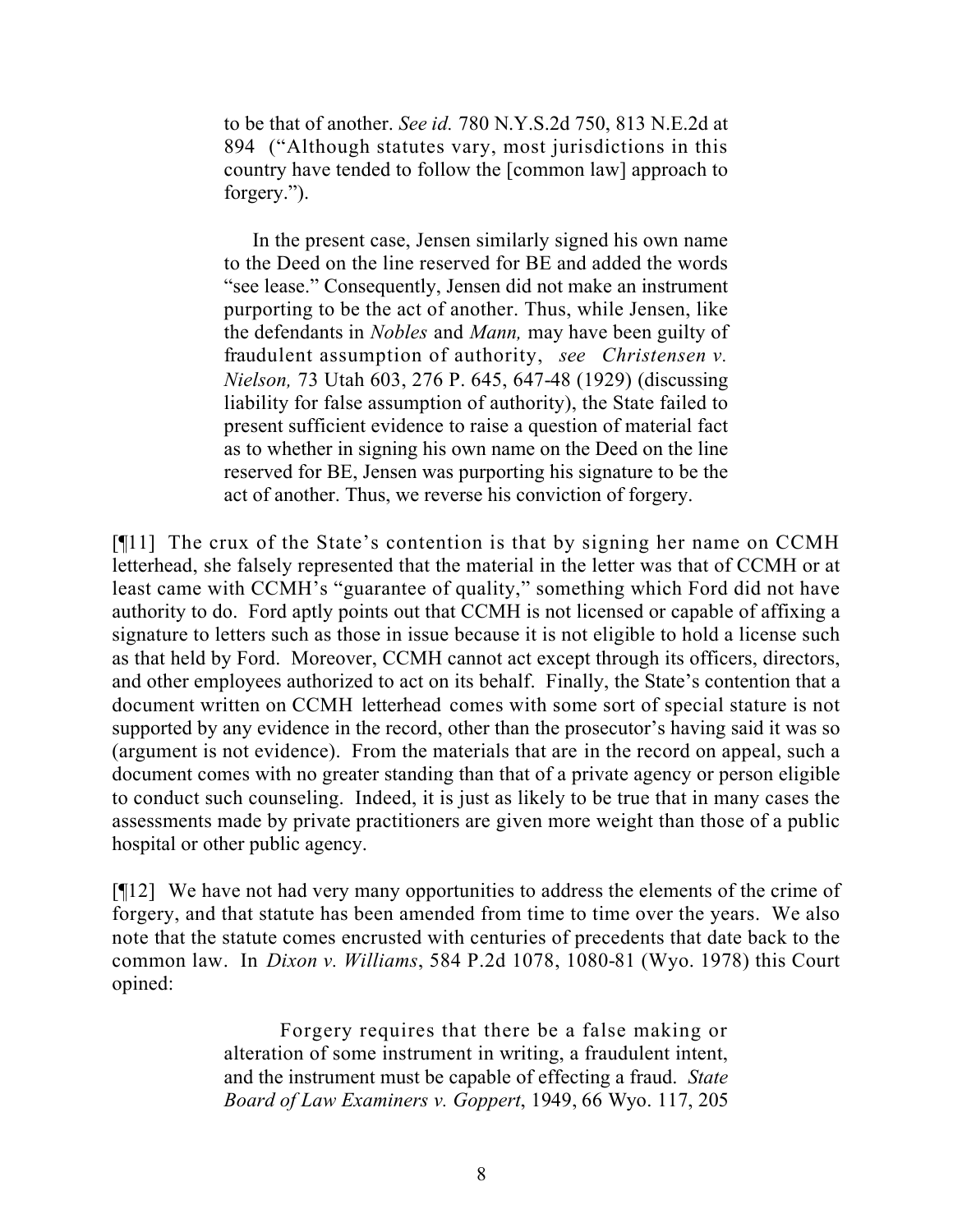> to be that of another. *See id.* 780 N.Y.S.2d 750, 813 N.E.2d at 894 ("Although statutes vary, most jurisdictions in this country have tended to follow the [common law] approach to forgery.").
>
> In the present case, Jensen similarly signed his own name to the Deed on the line reserved for BE and added the words "see lease." Consequently, Jensen did not make an instrument purporting to be the act of another. Thus, while Jensen, like the defendants in *Nobles* and *Mann,* may have been guilty of fraudulent assumption of authority, *see Christensen v. Nielson,* 73 Utah 603, 276 P. 645, 647-48 (1929) (discussing liability for false assumption of authority), the State failed to present sufficient evidence to raise a question of material fact as to whether in signing his own name on the Deed on the line reserved for BE, Jensen was purporting his signature to be the act of another. Thus, we reverse his conviction of forgery.

[¶11] The crux of the State's contention is that by signing her name on CCMH letterhead, she falsely represented that the material in the letter was that of CCMH or at least came with CCMH's "guarantee of quality," something which Ford did not have authority to do. Ford aptly points out that CCMH is not licensed or capable of affixing a signature to letters such as those in issue because it is not eligible to hold a license such as that held by Ford. Moreover, CCMH cannot act except through its officers, directors, and other employees authorized to act on its behalf. Finally, the State's contention that a document written on CCMH letterhead comes with some sort of special stature is not supported by any evidence in the record, other than the prosecutor's having said it was so (argument is not evidence). From the materials that are in the record on appeal, such a document comes with no greater standing than that of a private agency or person eligible to conduct such counseling. Indeed, it is just as likely to be true that in many cases the assessments made by private practitioners are given more weight than those of a public hospital or other public agency.

[¶12] We have not had very many opportunities to address the elements of the crime of forgery, and that statute has been amended from time to time over the years. We also note that the statute comes encrusted with centuries of precedents that date back to the common law. In *Dixon v. Williams*, 584 P.2d 1078, 1080-81 (Wyo. 1978) this Court opined:

> Forgery requires that there be a false making or alteration of some instrument in writing, a fraudulent intent, and the instrument must be capable of effecting a fraud. *State Board of Law Examiners v. Goppert*, 1949, 66 Wyo. 117, 205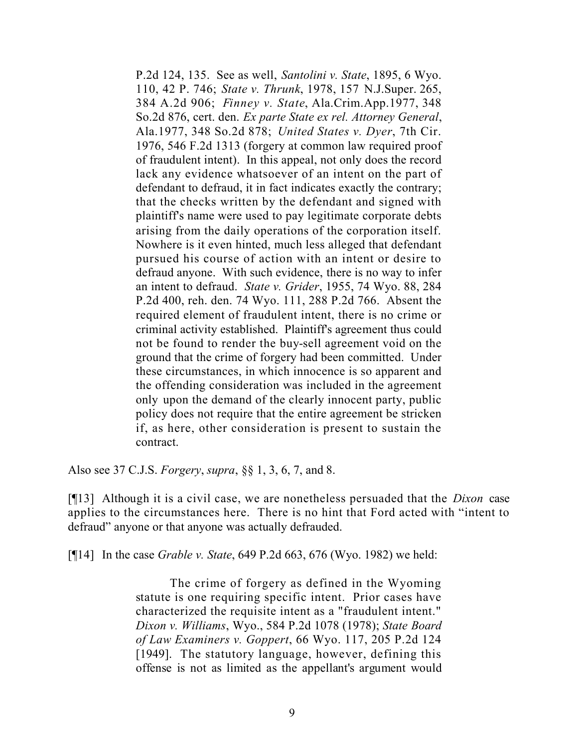> P.2d 124, 135. See as well, *Santolini v. State*, 1895, 6 Wyo. 110, 42 P. 746; *State v. Thrunk*, 1978, 157 N.J.Super. 265, 384 A.2d 906; *Finney v. State*, Ala.Crim.App.1977, 348 So.2d 876, cert. den. *Ex parte State ex rel. Attorney General*, Ala.1977, 348 So.2d 878; *United States v. Dyer*, 7th Cir. 1976, 546 F.2d 1313 (forgery at common law required proof of fraudulent intent). In this appeal, not only does the record lack any evidence whatsoever of an intent on the part of defendant to defraud, it in fact indicates exactly the contrary; that the checks written by the defendant and signed with plaintiff's name were used to pay legitimate corporate debts arising from the daily operations of the corporation itself. Nowhere is it even hinted, much less alleged that defendant pursued his course of action with an intent or desire to defraud anyone. With such evidence, there is no way to infer an intent to defraud. *State v. Grider*, 1955, 74 Wyo. 88, 284 P.2d 400, reh. den. 74 Wyo. 111, 288 P.2d 766. Absent the required element of fraudulent intent, there is no crime or criminal activity established. Plaintiff's agreement thus could not be found to render the buy-sell agreement void on the ground that the crime of forgery had been committed. Under these circumstances, in which innocence is so apparent and the offending consideration was included in the agreement only upon the demand of the clearly innocent party, public policy does not require that the entire agreement be stricken if, as here, other consideration is present to sustain the contract.

Also see 37 C.J.S. *Forgery*, *supra*, §§ 1, 3, 6, 7, and 8.

[¶13] Although it is a civil case, we are nonetheless persuaded that the *Dixon* case applies to the circumstances here. There is no hint that Ford acted with "intent to defraud" anyone or that anyone was actually defrauded.

[¶14] In the case *Grable v. State*, 649 P.2d 663, 676 (Wyo. 1982) we held:

> The crime of forgery as defined in the Wyoming statute is one requiring specific intent. Prior cases have characterized the requisite intent as a "fraudulent intent." *Dixon v. Williams*, Wyo., 584 P.2d 1078 (1978); *State Board of Law Examiners v. Goppert*, 66 Wyo. 117, 205 P.2d 124 [1949]. The statutory language, however, defining this offense is not as limited as the appellant's argument would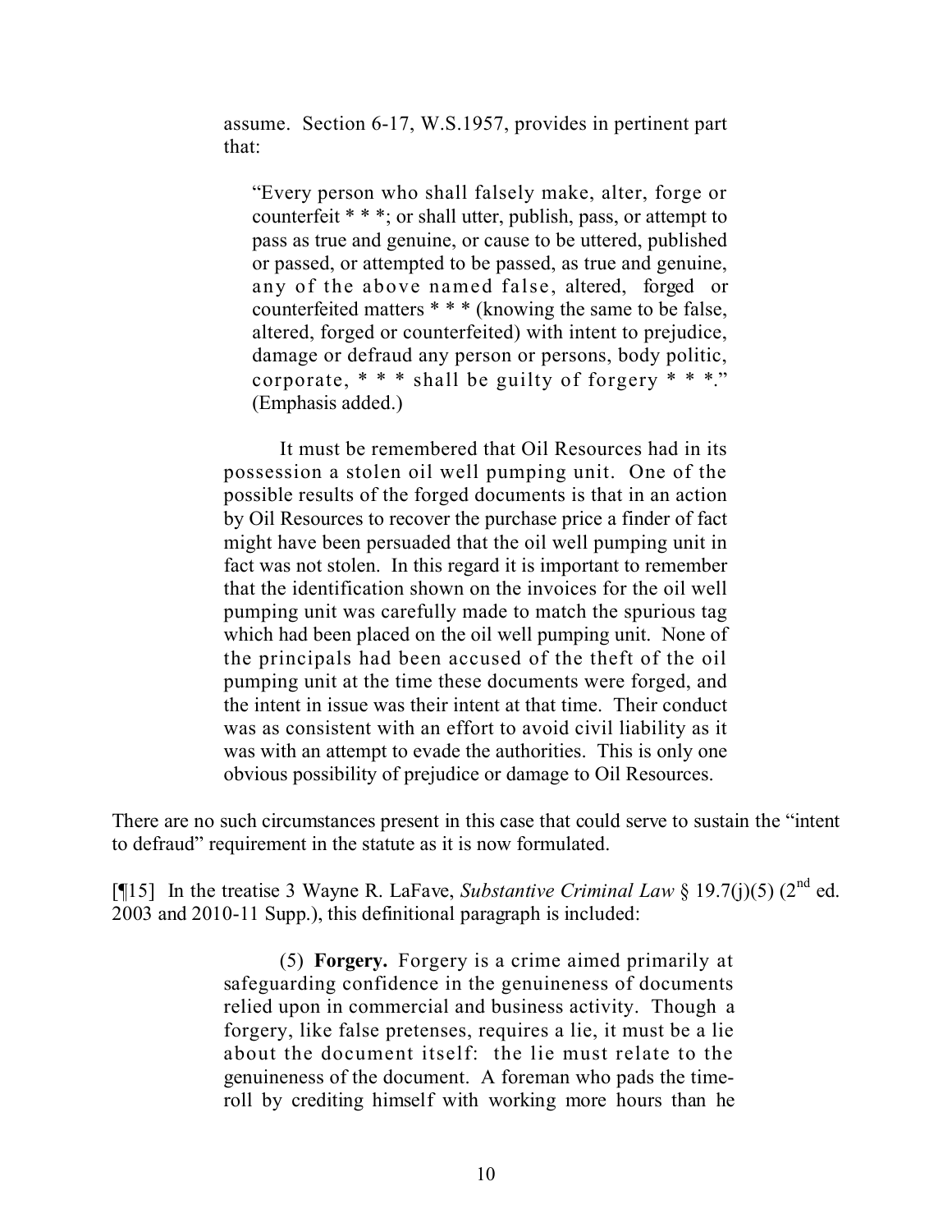assume. Section 6-17, W.S.1957, provides in pertinent part that:

> "Every person who shall falsely make, alter, forge or counterfeit * * *; or shall utter, publish, pass, or attempt to pass as true and genuine, or cause to be uttered, published or passed, or attempted to be passed, as true and genuine, any of the above named false, altered, forged or counterfeited matters * * * (knowing the same to be false, altered, forged or counterfeited) with intent to prejudice, damage or defraud any person or persons, body politic, corporate, * * * shall be guilty of forgery * * *." (Emphasis added.)
>
> It must be remembered that Oil Resources had in its possession a stolen oil well pumping unit. One of the possible results of the forged documents is that in an action by Oil Resources to recover the purchase price a finder of fact might have been persuaded that the oil well pumping unit in fact was not stolen. In this regard it is important to remember that the identification shown on the invoices for the oil well pumping unit was carefully made to match the spurious tag which had been placed on the oil well pumping unit. None of the principals had been accused of the theft of the oil pumping unit at the time these documents were forged, and the intent in issue was their intent at that time. Their conduct was as consistent with an effort to avoid civil liability as it was with an attempt to evade the authorities. This is only one obvious possibility of prejudice or damage to Oil Resources.

There are no such circumstances present in this case that could serve to sustain the "intent to defraud" requirement in the statute as it is now formulated.

[¶15] In the treatise 3 Wayne R. LaFave, *Substantive Criminal Law* § 19.7(j)(5) (2nd ed. 2003 and 2010-11 Supp.), this definitional paragraph is included:

> (5) **Forgery.** Forgery is a crime aimed primarily at safeguarding confidence in the genuineness of documents relied upon in commercial and business activity. Though a forgery, like false pretenses, requires a lie, it must be a lie about the document itself: the lie must relate to the genuineness of the document. A foreman who pads the time-roll by crediting himself with working more hours than he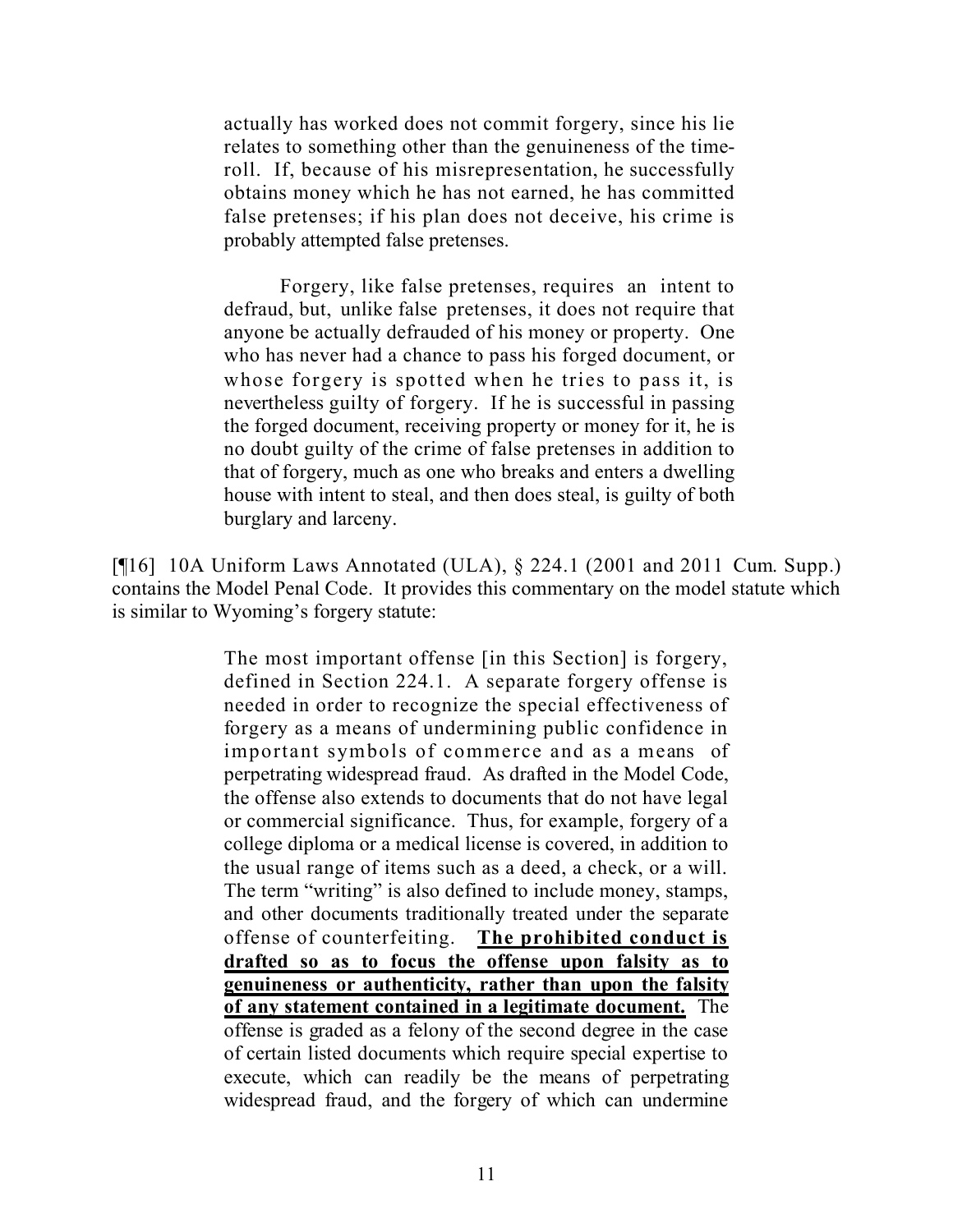> actually has worked does not commit forgery, since his lie relates to something other than the genuineness of the time-roll. If, because of his misrepresentation, he successfully obtains money which he has not earned, he has committed false pretenses; if his plan does not deceive, his crime is probably attempted false pretenses.
>
> Forgery, like false pretenses, requires an intent to defraud, but, unlike false pretenses, it does not require that anyone be actually defrauded of his money or property. One who has never had a chance to pass his forged document, or whose forgery is spotted when he tries to pass it, is nevertheless guilty of forgery. If he is successful in passing the forged document, receiving property or money for it, he is no doubt guilty of the crime of false pretenses in addition to that of forgery, much as one who breaks and enters a dwelling house with intent to steal, and then does steal, is guilty of both burglary and larceny.

[¶16] 10A Uniform Laws Annotated (ULA), § 224.1 (2001 and 2011 Cum. Supp.) contains the Model Penal Code. It provides this commentary on the model statute which is similar to Wyoming's forgery statute:

> The most important offense [in this Section] is forgery, defined in Section 224.1. A separate forgery offense is needed in order to recognize the special effectiveness of forgery as a means of undermining public confidence in important symbols of commerce and as a means of perpetrating widespread fraud. As drafted in the Model Code, the offense also extends to documents that do not have legal or commercial significance. Thus, for example, forgery of a college diploma or a medical license is covered, in addition to the usual range of items such as a deed, a check, or a will. The term "writing" is also defined to include money, stamps, and other documents traditionally treated under the separate offense of counterfeiting. <u>**The prohibited conduct is drafted so as to focus the offense upon falsity as to genuineness or authenticity, rather than upon the falsity of any statement contained in a legitimate document.**</u> The offense is graded as a felony of the second degree in the case of certain listed documents which require special expertise to execute, which can readily be the means of perpetrating widespread fraud, and the forgery of which can undermine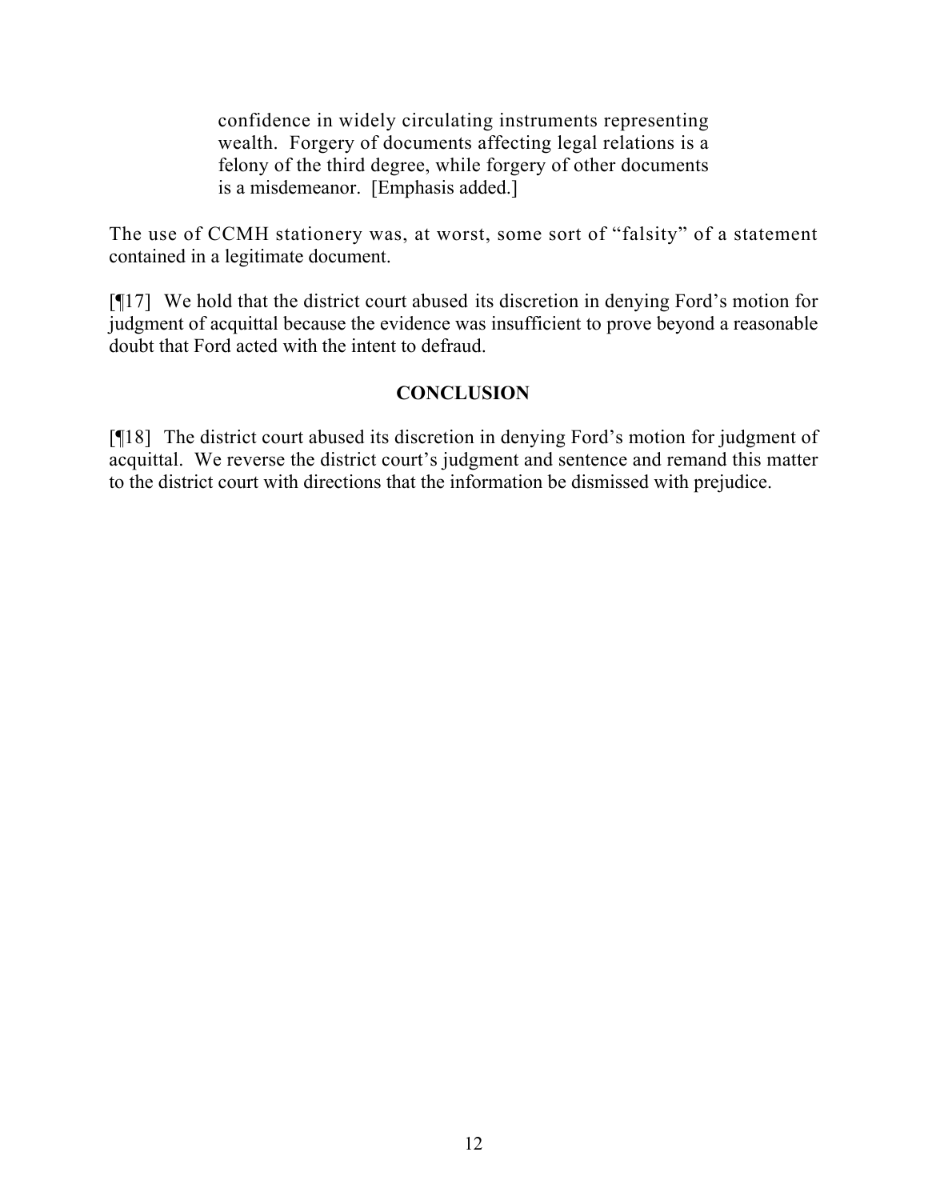> confidence in widely circulating instruments representing wealth. Forgery of documents affecting legal relations is a felony of the third degree, while forgery of other documents is a misdemeanor. [Emphasis added.]

The use of CCMH stationery was, at worst, some sort of "falsity" of a statement contained in a legitimate document.

[¶17] We hold that the district court abused its discretion in denying Ford's motion for judgment of acquittal because the evidence was insufficient to prove beyond a reasonable doubt that Ford acted with the intent to defraud.

## CONCLUSION

[¶18] The district court abused its discretion in denying Ford's motion for judgment of acquittal. We reverse the district court's judgment and sentence and remand this matter to the district court with directions that the information be dismissed with prejudice.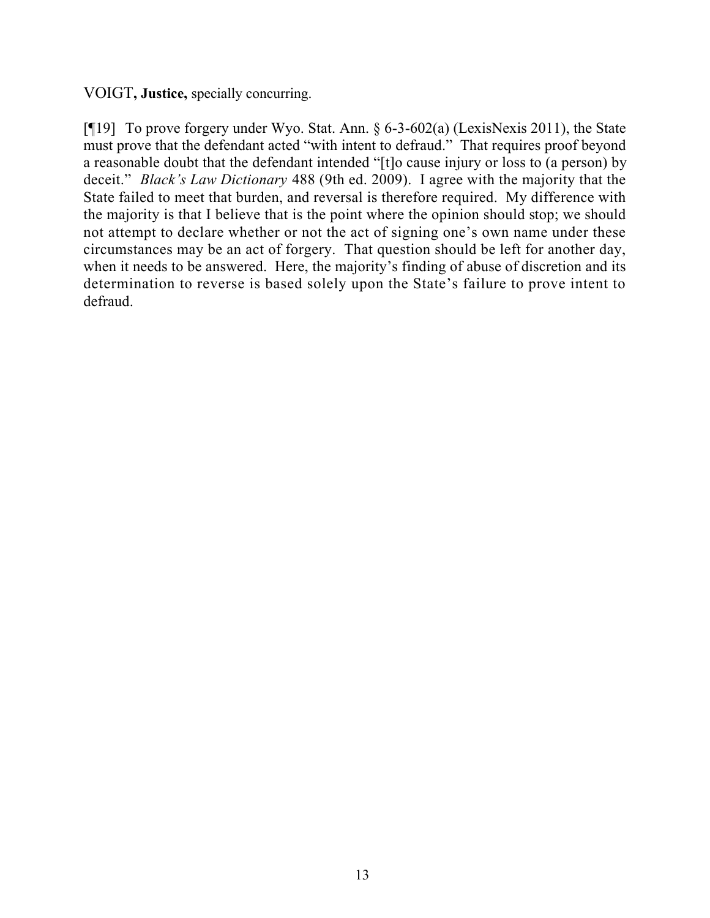VOIGT, **Justice,** specially concurring.

[¶19] To prove forgery under Wyo. Stat. Ann. § 6-3-602(a) (LexisNexis 2011), the State must prove that the defendant acted "with intent to defraud." That requires proof beyond a reasonable doubt that the defendant intended "[t]o cause injury or loss to (a person) by deceit." *Black's Law Dictionary* 488 (9th ed. 2009). I agree with the majority that the State failed to meet that burden, and reversal is therefore required. My difference with the majority is that I believe that is the point where the opinion should stop; we should not attempt to declare whether or not the act of signing one's own name under these circumstances may be an act of forgery. That question should be left for another day, when it needs to be answered. Here, the majority's finding of abuse of discretion and its determination to reverse is based solely upon the State's failure to prove intent to defraud.